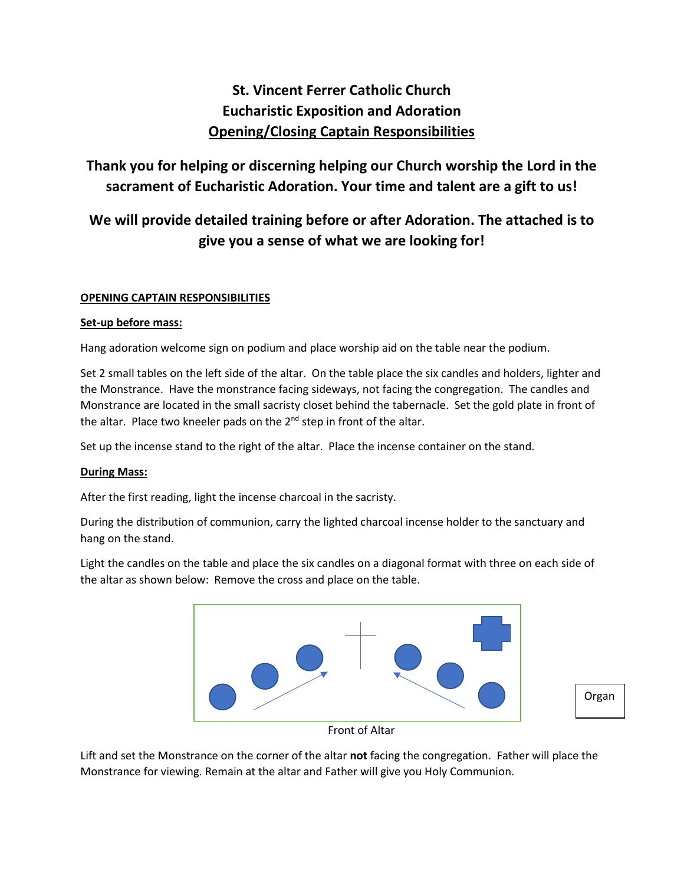# St. Vincent Ferrer Catholic Church
# Eucharistic Exposition and Adoration
# <u>Opening/Closing Captain Responsibilities</u>

## Thank you for helping or discerning helping our Church worship the Lord in the sacrament of Eucharistic Adoration. Your time and talent are a gift to us!

## We will provide detailed training before or after Adoration. The attached is to give you a sense of what we are looking for!

**<u>OPENING CAPTAIN RESPONSIBILITIES</u>**

**<u>Set-up before mass:</u>**

Hang adoration welcome sign on podium and place worship aid on the table near the podium.

Set 2 small tables on the left side of the altar. On the table place the six candles and holders, lighter and the Monstrance. Have the monstrance facing sideways, not facing the congregation. The candles and Monstrance are located in the small sacristy closet behind the tabernacle. Set the gold plate in front of the altar. Place two kneeler pads on the 2nd step in front of the altar.

Set up the incense stand to the right of the altar. Place the incense container on the stand.

**<u>During Mass:</u>**

After the first reading, light the incense charcoal in the sacristy.

During the distribution of communion, carry the lighted charcoal incense holder to the sanctuary and hang on the stand.

Light the candles on the table and place the six candles on a diagonal format with three on each side of the altar as shown below: Remove the cross and place on the table.

Organ

Front of Altar

Lift and set the Monstrance on the corner of the altar **not** facing the congregation. Father will place the Monstrance for viewing. Remain at the altar and Father will give you Holy Communion.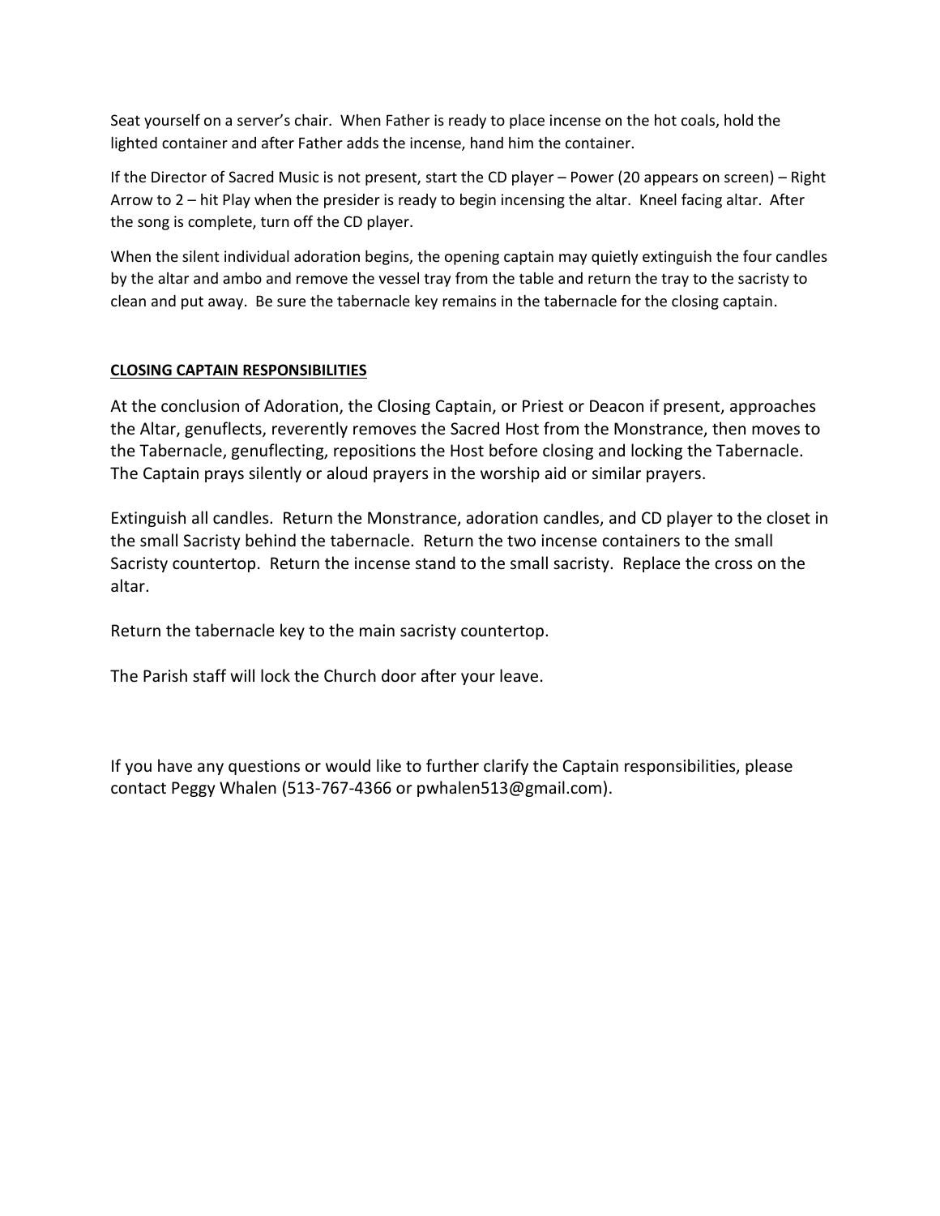Seat yourself on a server's chair. When Father is ready to place incense on the hot coals, hold the lighted container and after Father adds the incense, hand him the container.

If the Director of Sacred Music is not present, start the CD player – Power (20 appears on screen) – Right Arrow to 2 – hit Play when the presider is ready to begin incensing the altar. Kneel facing altar. After the song is complete, turn off the CD player.

When the silent individual adoration begins, the opening captain may quietly extinguish the four candles by the altar and ambo and remove the vessel tray from the table and return the tray to the sacristy to clean and put away. Be sure the tabernacle key remains in the tabernacle for the closing captain.

**CLOSING CAPTAIN RESPONSIBILITIES**

At the conclusion of Adoration, the Closing Captain, or Priest or Deacon if present, approaches the Altar, genuflects, reverently removes the Sacred Host from the Monstrance, then moves to the Tabernacle, genuflecting, repositions the Host before closing and locking the Tabernacle. The Captain prays silently or aloud prayers in the worship aid or similar prayers.

Extinguish all candles. Return the Monstrance, adoration candles, and CD player to the closet in the small Sacristy behind the tabernacle. Return the two incense containers to the small Sacristy countertop. Return the incense stand to the small sacristy. Replace the cross on the altar.

Return the tabernacle key to the main sacristy countertop.

The Parish staff will lock the Church door after your leave.

If you have any questions or would like to further clarify the Captain responsibilities, please contact Peggy Whalen (513-767-4366 or pwhalen513@gmail.com).